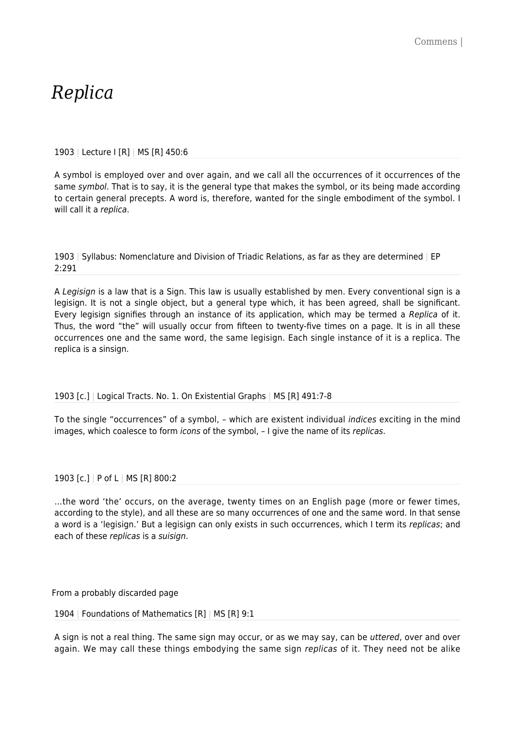# *Replica*

1903 | Lecture I [R] | MS [R] 450:6

A symbol is employed over and over again, and we call all the occurrences of it occurrences of the same *symbol*. That is to say, it is the general type that makes the symbol, or its being made according to certain general precepts. A word is, therefore, wanted for the single embodiment of the symbol. I will call it a *replica*.

1903 | Syllabus: Nomenclature and Division of Triadic Relations, as far as they are determined | EP 2:291

A *Legisign* is a law that is a Sign. This law is usually established by men. Every conventional sign is a legisign. It is not a single object, but a general type which, it has been agreed, shall be significant. Every legisign signifies through an instance of its application, which may be termed a *Replica* of it. Thus, the word "the" will usually occur from fifteen to twenty-five times on a page. It is in all these occurrences one and the same word, the same legisign. Each single instance of it is a replica. The replica is a sinsign.

1903 [c.] | Logical Tracts. No. 1. On Existential Graphs | MS [R] 491:7-8

To the single "occurrences" of a symbol, – which are existent individual *indices* exciting in the mind images, which coalesce to form *icons* of the symbol, – I give the name of its *replicas*.

1903 [c.] | P of L | MS [R] 800:2

…the word 'the' occurs, on the average, twenty times on an English page (more or fewer times, according to the style), and all these are so many occurrences of one and the same word. In that sense a word is a 'legisign.' But a legisign can only exists in such occurrences, which I term its *replicas*; and each of these *replicas* is a *suisign*.

From a probably discarded page

1904 | Foundations of Mathematics [R] | MS [R] 9:1

A sign is not a real thing. The same sign may occur, or as we may say, can be *uttered*, over and over again. We may call these things embodying the same sign *replicas* of it. They need not be alike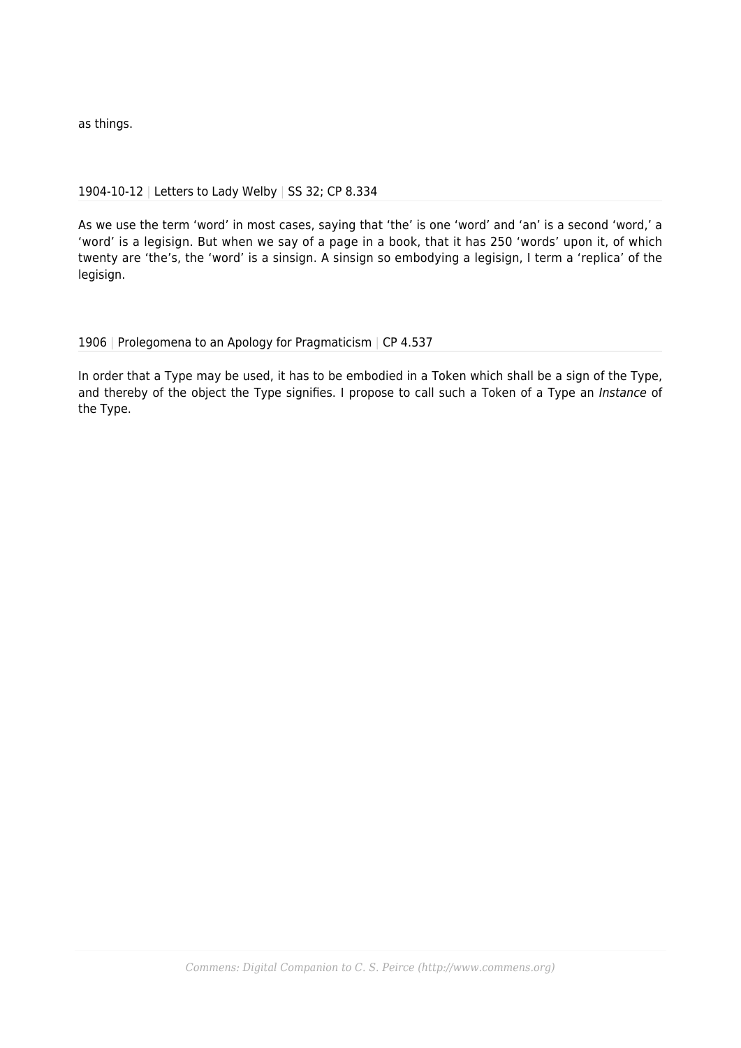as things.

1904-10-12 | Letters to Lady Welby | SS 32; CP 8.334

As we use the term 'word' in most cases, saying that 'the' is one 'word' and 'an' is a second 'word,' a 'word' is a legisign. But when we say of a page in a book, that it has 250 'words' upon it, of which twenty are 'the's, the 'word' is a sinsign. A sinsign so embodying a legisign, I term a 'replica' of the legisign.

1906 | Prolegomena to an Apology for Pragmaticism | CP 4.537

In order that a Type may be used, it has to be embodied in a Token which shall be a sign of the Type, and thereby of the object the Type signifies. I propose to call such a Token of a Type an *Instance* of the Type.